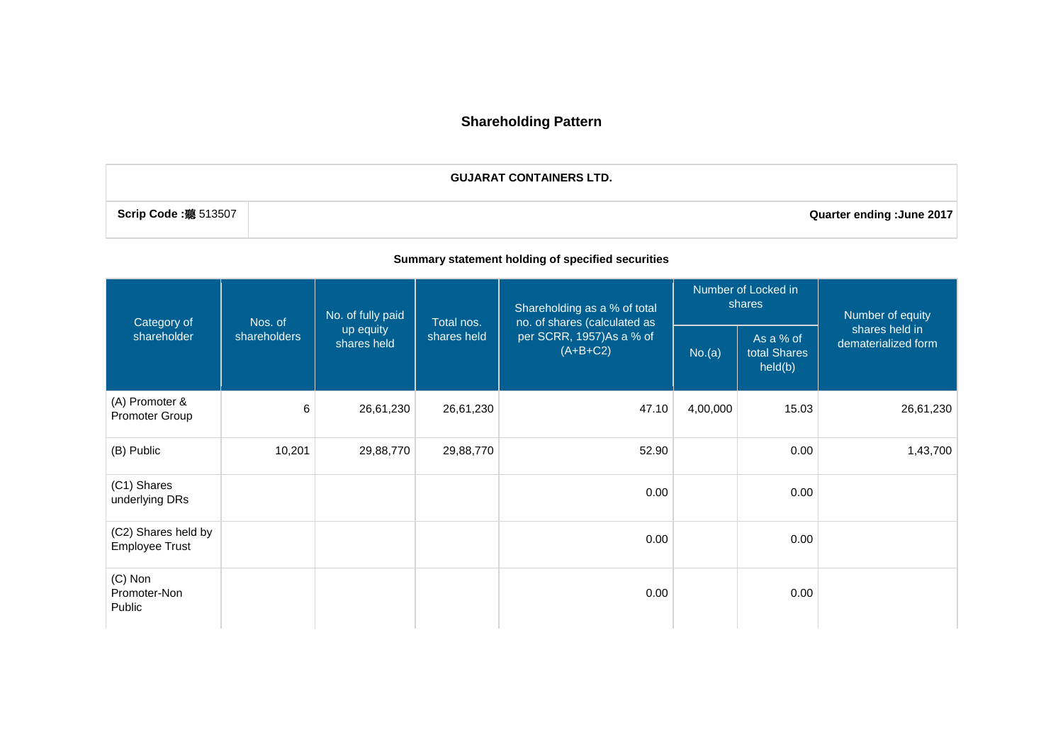# Shareholding Pattern

| GUJARAT CONTAINERS LTD. | |
|---|---|
| **Scrip Code :**聽 513507 | **Quarter ending :June 2017** |

## Summary statement holding of specified securities

| Category of shareholder | Nos. of shareholders | No. of fully paid up equity shares held | Total nos. shares held | Shareholding as a % of total no. of shares (calculated as per SCRR, 1957)As a % of (A+B+C2) | Number of Locked in shares | | Number of equity shares held in dematerialized form |
|---|---|---|---|---|---|---|---|
| | | | | | No.(a) | As a % of total Shares held(b) | |
| (A) Promoter & Promoter Group | 6 | 26,61,230 | 26,61,230 | 47.10 | 4,00,000 | 15.03 | 26,61,230 |
| (B) Public | 10,201 | 29,88,770 | 29,88,770 | 52.90 | | 0.00 | 1,43,700 |
| (C1) Shares underlying DRs | | | | 0.00 | | 0.00 | |
| (C2) Shares held by Employee Trust | | | | 0.00 | | 0.00 | |
| (C) Non Promoter-Non Public | | | | 0.00 | | 0.00 | |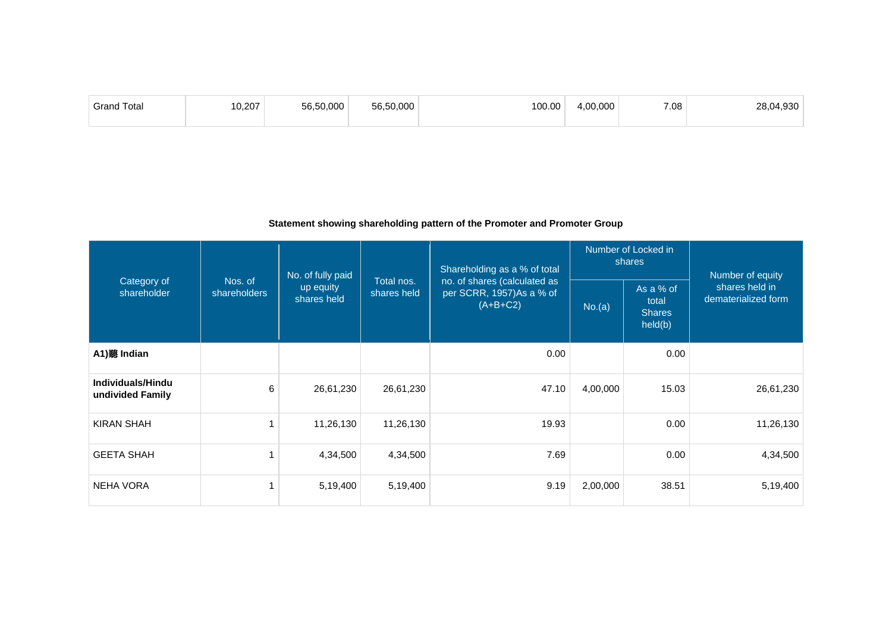| Grand Total | 10,207 | 56,50,000 | 56,50,000 | 100.00 | 4,00,000 | 7.08 | 28,04,930 |
|---|---|---|---|---|---|---|---|

**Statement showing shareholding pattern of the Promoter and Promoter Group**

| Category of shareholder | Nos. of shareholders | No. of fully paid up equity shares held | Total nos. shares held | Shareholding as a % of total no. of shares (calculated as per SCRR, 1957)As a % of (A+B+C2) | Number of Locked in shares | | Number of equity shares held in dematerialized form |
|---|---|---|---|---|---|---|---|
| | | | | | No.(a) | As a % of total Shares held(b) | |
| **A1)聽 Indian** | | | | 0.00 | | 0.00 | |
| **Individuals/Hindu undivided Family** | 6 | 26,61,230 | 26,61,230 | 47.10 | 4,00,000 | 15.03 | 26,61,230 |
| KIRAN SHAH | 1 | 11,26,130 | 11,26,130 | 19.93 | | 0.00 | 11,26,130 |
| GEETA SHAH | 1 | 4,34,500 | 4,34,500 | 7.69 | | 0.00 | 4,34,500 |
| NEHA VORA | 1 | 5,19,400 | 5,19,400 | 9.19 | 2,00,000 | 38.51 | 5,19,400 |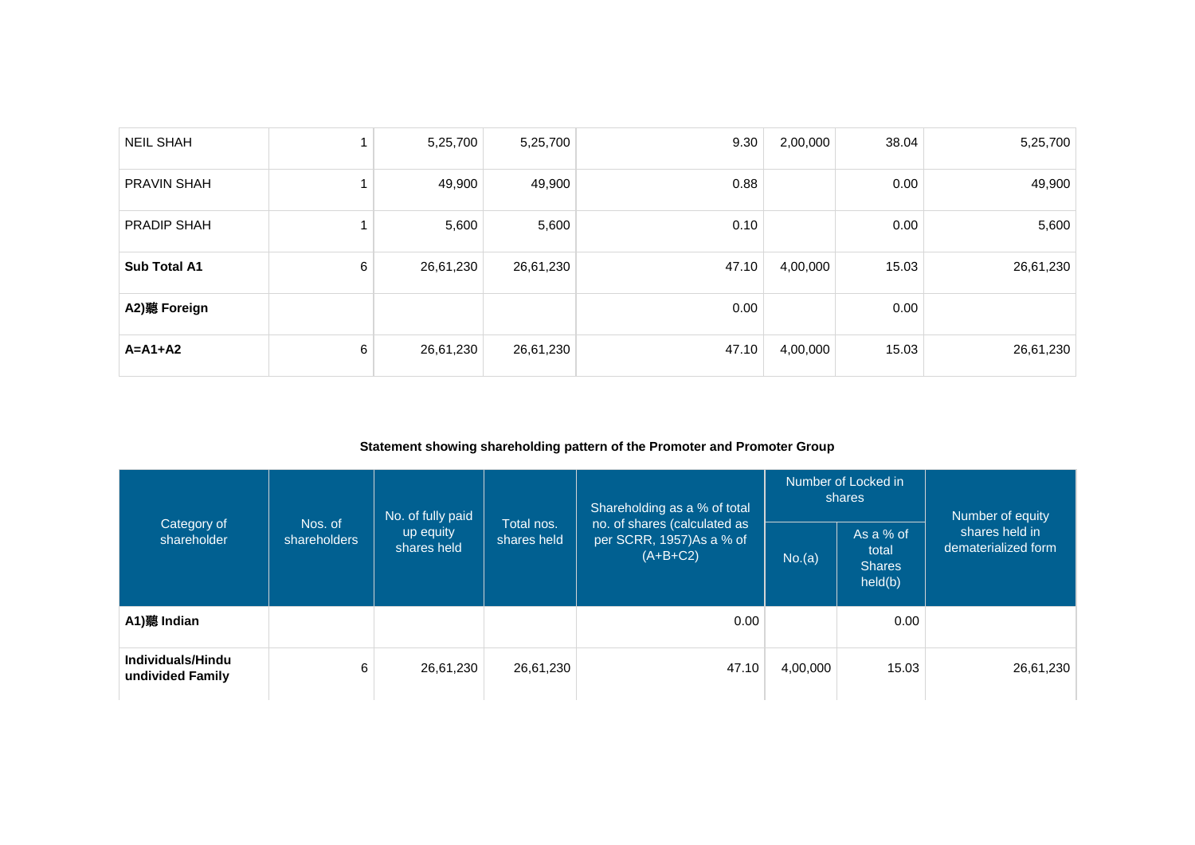| | | | | | | | |
|---|---|---|---|---|---|---|---|
| NEIL SHAH | 1 | 5,25,700 | 5,25,700 | 9.30 | 2,00,000 | 38.04 | 5,25,700 |
| PRAVIN SHAH | 1 | 49,900 | 49,900 | 0.88 | | 0.00 | 49,900 |
| PRADIP SHAH | 1 | 5,600 | 5,600 | 0.10 | | 0.00 | 5,600 |
| **Sub Total A1** | 6 | 26,61,230 | 26,61,230 | 47.10 | 4,00,000 | 15.03 | 26,61,230 |
| **A2)聽 Foreign** | | | | 0.00 | | 0.00 | |
| **A=A1+A2** | 6 | 26,61,230 | 26,61,230 | 47.10 | 4,00,000 | 15.03 | 26,61,230 |

**Statement showing shareholding pattern of the Promoter and Promoter Group**

| Category of shareholder | Nos. of shareholders | No. of fully paid up equity shares held | Total nos. shares held | Shareholding as a % of total no. of shares (calculated as per SCRR, 1957)As a % of (A+B+C2) | Number of Locked in shares | | Number of equity shares held in dematerialized form |
|---|---|---|---|---|---|---|---|
| | | | | | No.(a) | As a % of total Shares held(b) | |
| **A1)聽 Indian** | | | | 0.00 | | 0.00 | |
| **Individuals/Hindu undivided Family** | 6 | 26,61,230 | 26,61,230 | 47.10 | 4,00,000 | 15.03 | 26,61,230 |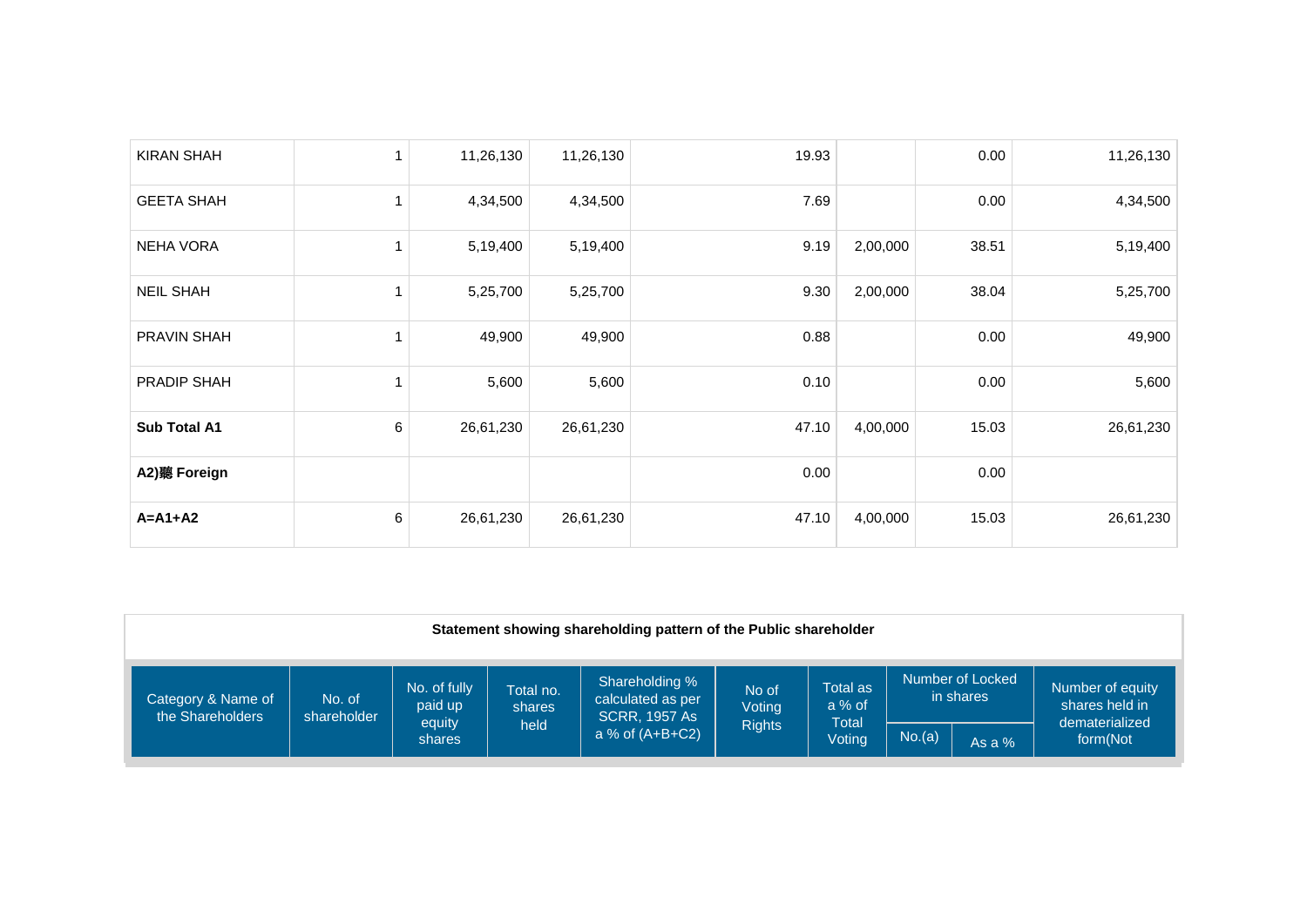| KIRAN SHAH | 1 | 11,26,130 | 11,26,130 | 19.93 | | 0.00 | 11,26,130 |
|---|---|---|---|---|---|---|---|
| GEETA SHAH | 1 | 4,34,500 | 4,34,500 | 7.69 | | 0.00 | 4,34,500 |
| NEHA VORA | 1 | 5,19,400 | 5,19,400 | 9.19 | 2,00,000 | 38.51 | 5,19,400 |
| NEIL SHAH | 1 | 5,25,700 | 5,25,700 | 9.30 | 2,00,000 | 38.04 | 5,25,700 |
| PRAVIN SHAH | 1 | 49,900 | 49,900 | 0.88 | | 0.00 | 49,900 |
| PRADIP SHAH | 1 | 5,600 | 5,600 | 0.10 | | 0.00 | 5,600 |
| **Sub Total A1** | 6 | 26,61,230 | 26,61,230 | 47.10 | 4,00,000 | 15.03 | 26,61,230 |
| **A2)聽 Foreign** | | | | 0.00 | | 0.00 | |
| **A=A1+A2** | 6 | 26,61,230 | 26,61,230 | 47.10 | 4,00,000 | 15.03 | 26,61,230 |

**Statement showing shareholding pattern of the Public shareholder**

| Category & Name of the Shareholders | No. of shareholder | No. of fully paid up equity shares | Total no. shares held | Shareholding % calculated as per SCRR, 1957 As a % of (A+B+C2) | No of Voting Rights | Total as a % of Total Voting | Number of Locked in shares | | Number of equity shares held in dematerialized form(Not |
|---|---|---|---|---|---|---|---|---|---|
| | | | | | | | No.(a) | As a % | |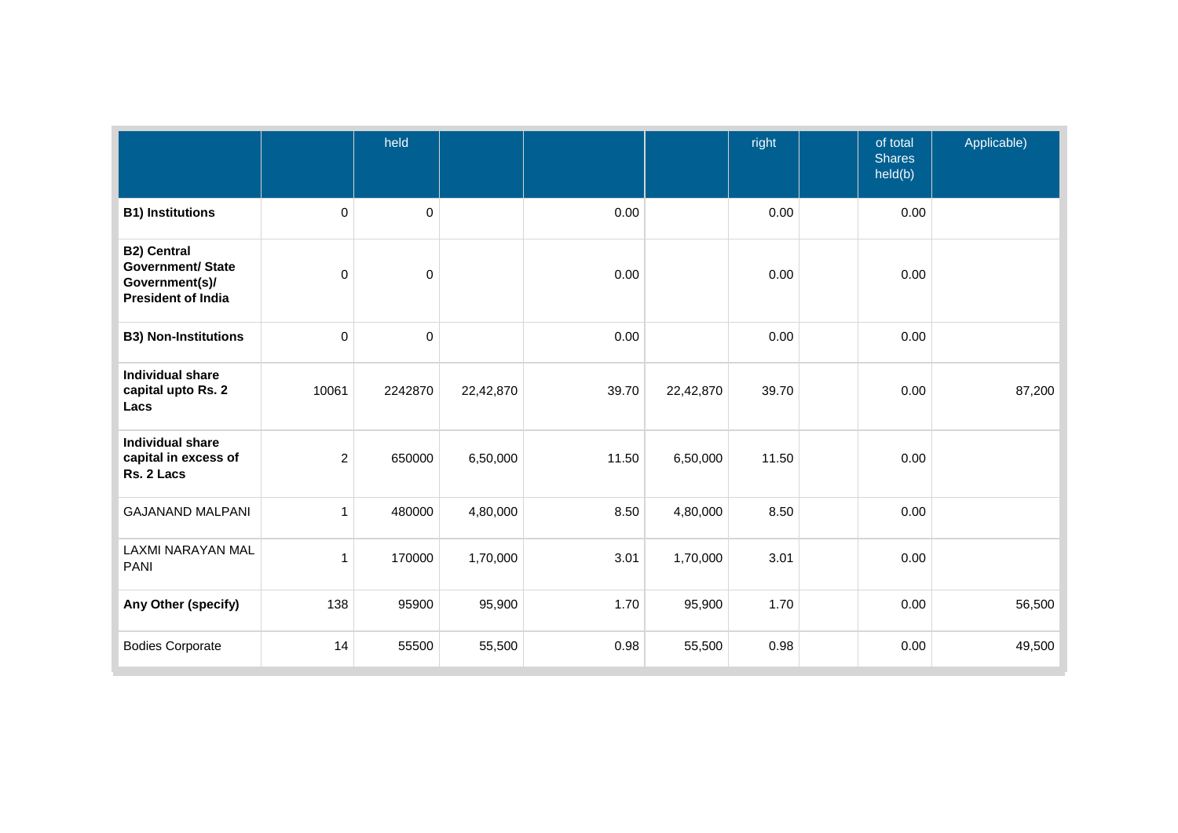| | | held | | | | right | | of total Shares held(b) | Applicable) |
|---|---|---|---|---|---|---|---|---|---|
| **B1) Institutions** | 0 | 0 | | 0.00 | | 0.00 | | 0.00 | |
| **B2) Central Government/ State Government(s)/ President of India** | 0 | 0 | | 0.00 | | 0.00 | | 0.00 | |
| **B3) Non-Institutions** | 0 | 0 | | 0.00 | | 0.00 | | 0.00 | |
| **Individual share capital upto Rs. 2 Lacs** | 10061 | 2242870 | 22,42,870 | 39.70 | 22,42,870 | 39.70 | | 0.00 | 87,200 |
| **Individual share capital in excess of Rs. 2 Lacs** | 2 | 650000 | 6,50,000 | 11.50 | 6,50,000 | 11.50 | | 0.00 | |
| GAJANAND MALPANI | 1 | 480000 | 4,80,000 | 8.50 | 4,80,000 | 8.50 | | 0.00 | |
| LAXMI NARAYAN MAL PANI | 1 | 170000 | 1,70,000 | 3.01 | 1,70,000 | 3.01 | | 0.00 | |
| **Any Other (specify)** | 138 | 95900 | 95,900 | 1.70 | 95,900 | 1.70 | | 0.00 | 56,500 |
| Bodies Corporate | 14 | 55500 | 55,500 | 0.98 | 55,500 | 0.98 | | 0.00 | 49,500 |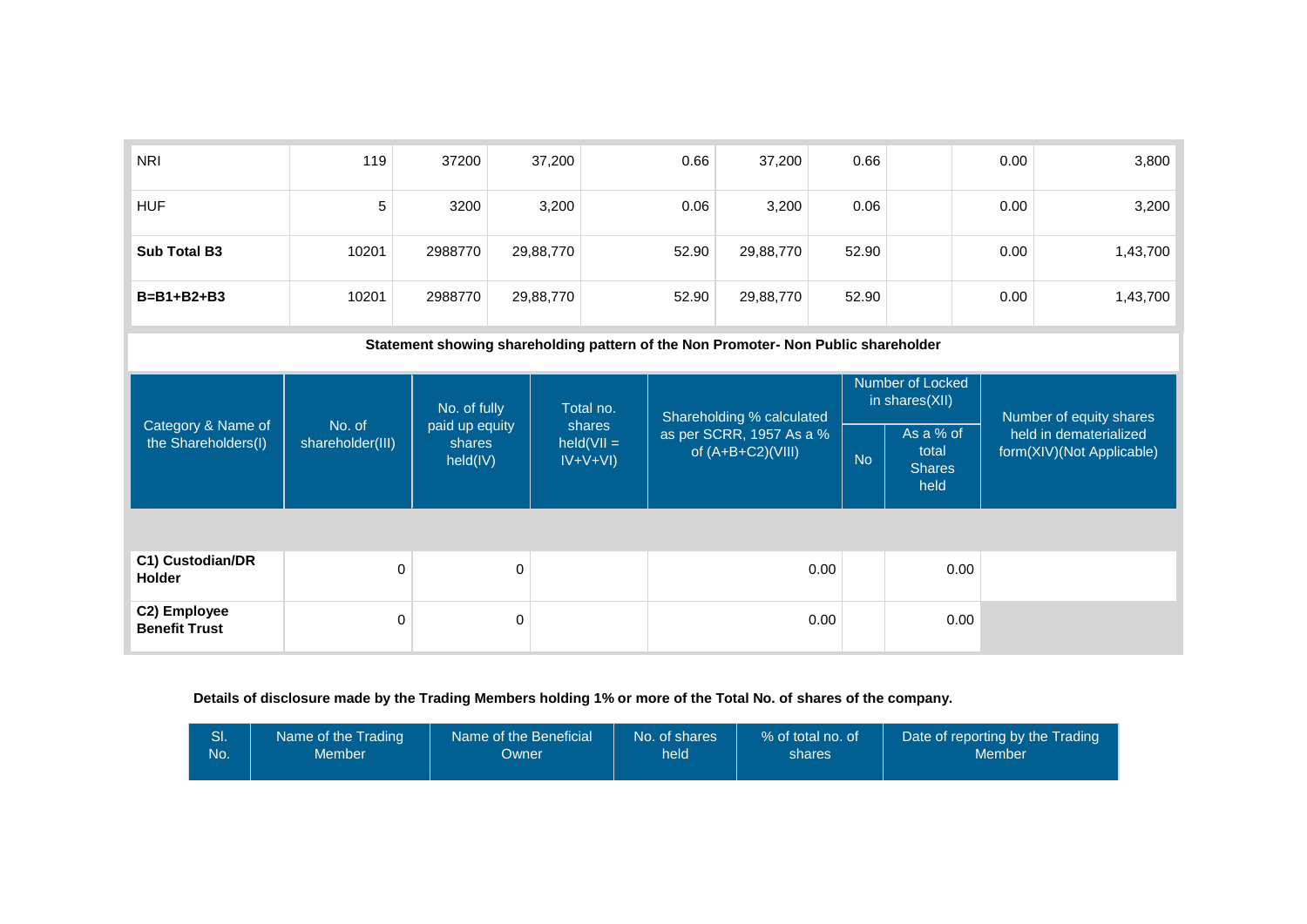| NRI | 119 | 37200 | 37,200 | 0.66 | 37,200 | 0.66 | | 0.00 | 3,800 |
|---|---|---|---|---|---|---|---|---|---|
| HUF | 5 | 3200 | 3,200 | 0.06 | 3,200 | 0.06 | | 0.00 | 3,200 |
| **Sub Total B3** | 10201 | 2988770 | 29,88,770 | 52.90 | 29,88,770 | 52.90 | | 0.00 | 1,43,700 |
| **B=B1+B2+B3** | 10201 | 2988770 | 29,88,770 | 52.90 | 29,88,770 | 52.90 | | 0.00 | 1,43,700 |

**Statement showing shareholding pattern of the Non Promoter- Non Public shareholder**

| Category & Name of the Shareholders(I) | No. of shareholder(III) | No. of fully paid up equity shares held(IV) | Total no. shares held(VII = IV+V+VI) | Shareholding % calculated as per SCRR, 1957 As a % of (A+B+C2)(VIII) | Number of Locked in shares(XII) | | Number of equity shares held in dematerialized form(XIV)(Not Applicable) |
|---|---|---|---|---|---|---|---|
| | | | | | No | As a % of total Shares held | |
| **C1) Custodian/DR Holder** | 0 | 0 | | 0.00 | | 0.00 | |
| **C2) Employee Benefit Trust** | 0 | 0 | | 0.00 | | 0.00 | |

**Details of disclosure made by the Trading Members holding 1% or more of the Total No. of shares of the company.**

| Sl. No. | Name of the Trading Member | Name of the Beneficial Owner | No. of shares held | % of total no. of shares | Date of reporting by the Trading Member |
|---|---|---|---|---|---|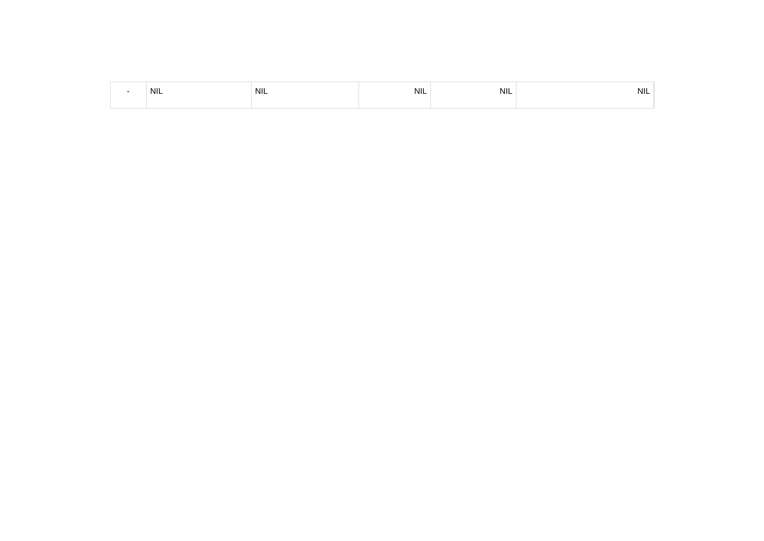| | | | | | |
|---|---|---|---|---|---|
| - | NIL | NIL | NIL | NIL | NIL |